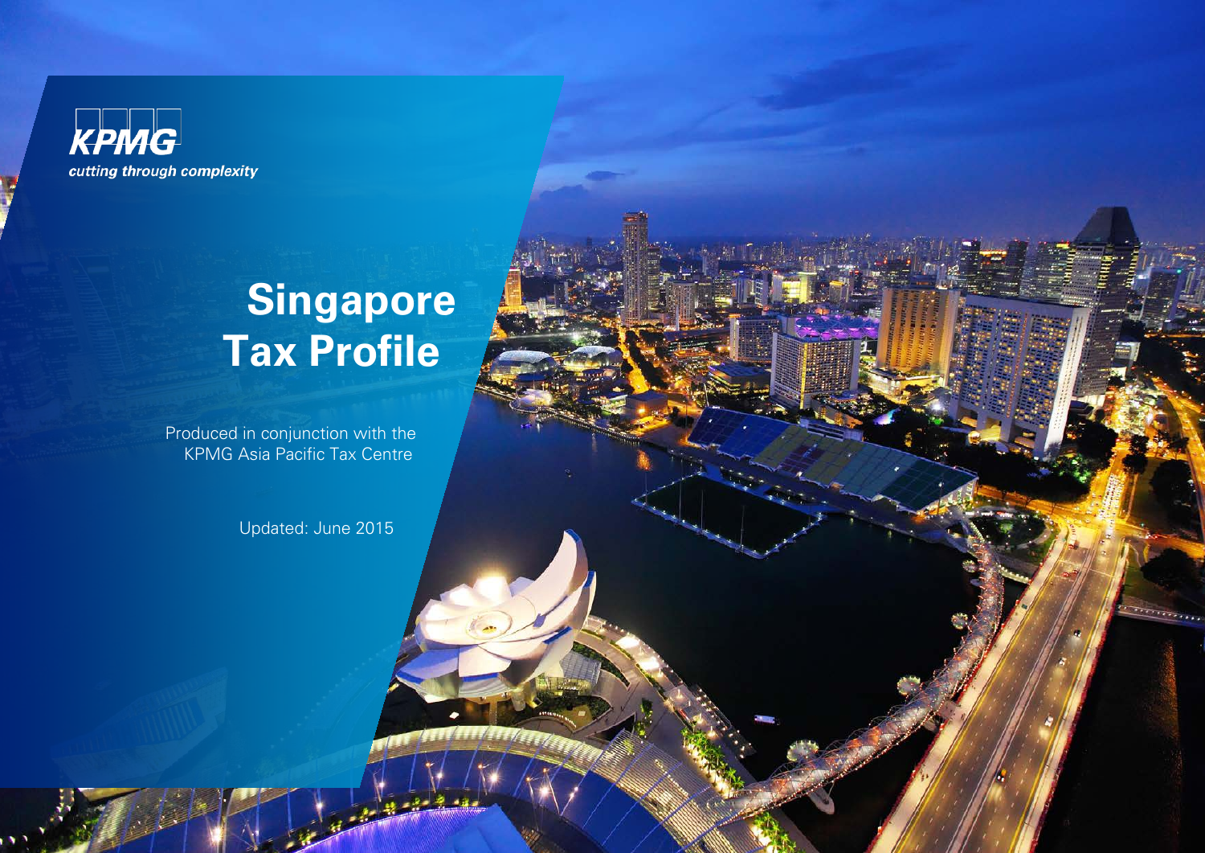KPMG

*cutting through complexity*

# Singapore Tax Profile

Produced in conjunction with the KPMG Asia Pacific Tax Centre

Updated: June 2015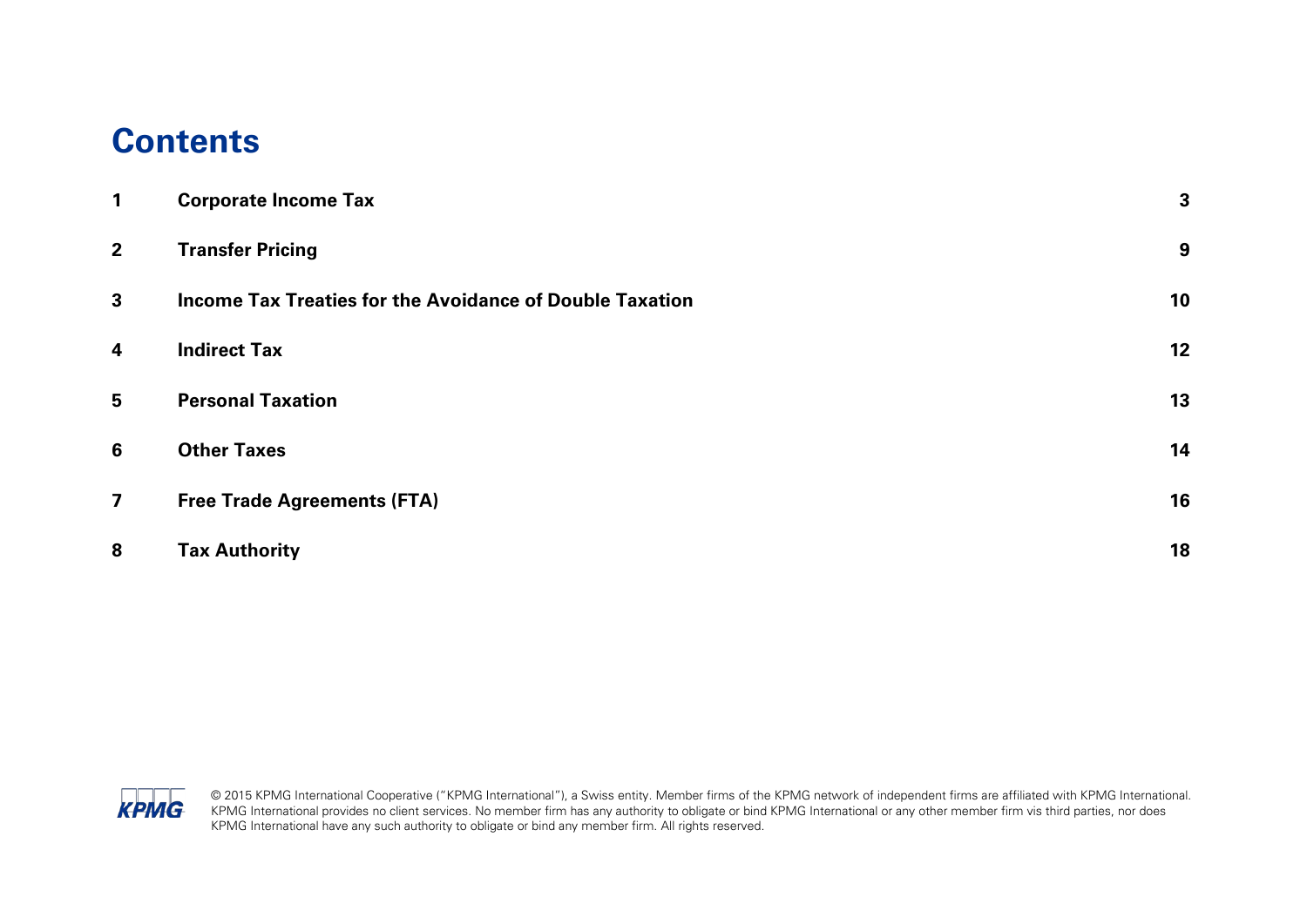# Contents

| | | |
|---|---|---|
| 1 | **Corporate Income Tax** | 3 |
| 2 | **Transfer Pricing** | 9 |
| 3 | **Income Tax Treaties for the Avoidance of Double Taxation** | 10 |
| 4 | **Indirect Tax** | 12 |
| 5 | **Personal Taxation** | 13 |
| 6 | **Other Taxes** | 14 |
| 7 | **Free Trade Agreements (FTA)** | 16 |
| 8 | **Tax Authority** | 18 |

© 2015 KPMG International Cooperative ("KPMG International"), a Swiss entity. Member firms of the KPMG network of independent firms are affiliated with KPMG International. KPMG International provides no client services. No member firm has any authority to obligate or bind KPMG International or any other member firm vis third parties, nor does KPMG International have any such authority to obligate or bind any member firm. All rights reserved.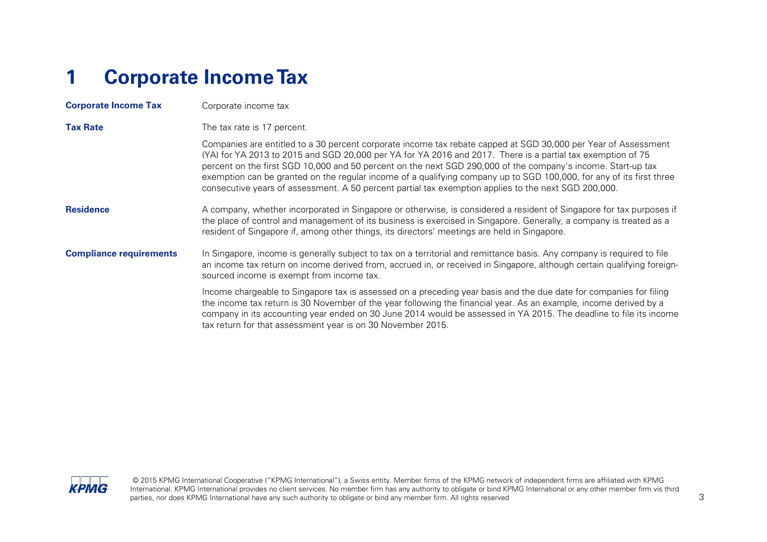# 1 Corporate Income Tax

| | |
|---|---|
| **Corporate Income Tax** | Corporate income tax |
| **Tax Rate** | The tax rate is 17 percent.<br><br>Companies are entitled to a 30 percent corporate income tax rebate capped at SGD 30,000 per Year of Assessment (YA) for YA 2013 to 2015 and SGD 20,000 per YA for YA 2016 and 2017. There is a partial tax exemption of 75 percent on the first SGD 10,000 and 50 percent on the next SGD 290,000 of the company's income. Start-up tax exemption can be granted on the regular income of a qualifying company up to SGD 100,000, for any of its first three consecutive years of assessment. A 50 percent partial tax exemption applies to the next SGD 200,000. |
| **Residence** | A company, whether incorporated in Singapore or otherwise, is considered a resident of Singapore for tax purposes if the place of control and management of its business is exercised in Singapore. Generally, a company is treated as a resident of Singapore if, among other things, its directors' meetings are held in Singapore. |
| **Compliance requirements** | In Singapore, income is generally subject to tax on a territorial and remittance basis. Any company is required to file an income tax return on income derived from, accrued in, or received in Singapore, although certain qualifying foreign-sourced income is exempt from income tax.<br><br>Income chargeable to Singapore tax is assessed on a preceding year basis and the due date for companies for filing the income tax return is 30 November of the year following the financial year. As an example, income derived by a company in its accounting year ended on 30 June 2014 would be assessed in YA 2015. The deadline to file its income tax return for that assessment year is on 30 November 2015. |

© 2015 KPMG International Cooperative ("KPMG International"), a Swiss entity. Member firms of the KPMG network of independent firms are affiliated with KPMG International. KPMG International provides no client services. No member firm has any authority to obligate or bind KPMG International or any other member firm vis third parties, nor does KPMG International have any such authority to obligate or bind any member firm. All rights reserved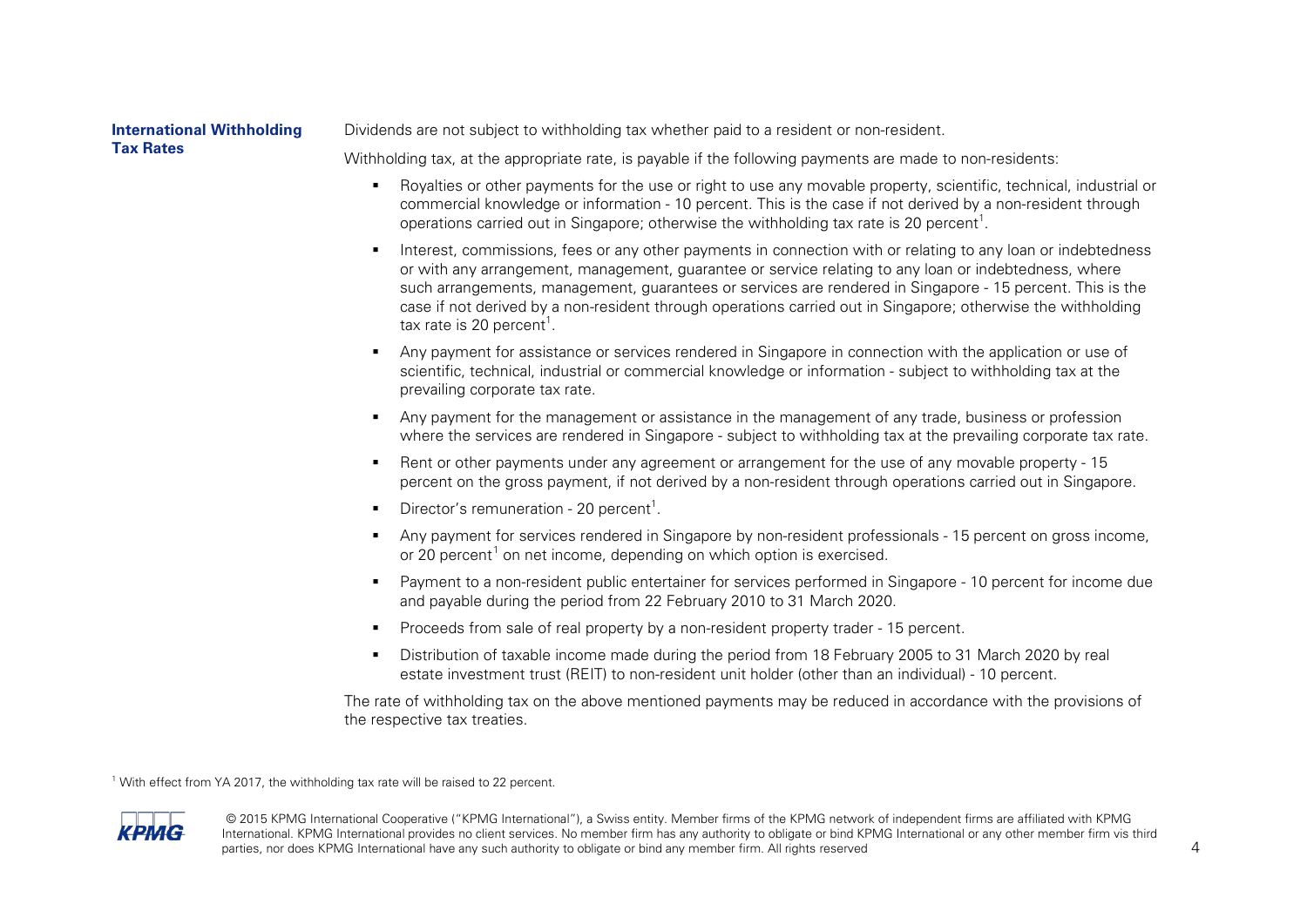**International Withholding Tax Rates**

Dividends are not subject to withholding tax whether paid to a resident or non-resident.

Withholding tax, at the appropriate rate, is payable if the following payments are made to non-residents:

- Royalties or other payments for the use or right to use any movable property, scientific, technical, industrial or commercial knowledge or information - 10 percent. This is the case if not derived by a non-resident through operations carried out in Singapore; otherwise the withholding tax rate is 20 percent[1].
- Interest, commissions, fees or any other payments in connection with or relating to any loan or indebtedness or with any arrangement, management, guarantee or service relating to any loan or indebtedness, where such arrangements, management, guarantees or services are rendered in Singapore - 15 percent. This is the case if not derived by a non-resident through operations carried out in Singapore; otherwise the withholding tax rate is 20 percent[1].
- Any payment for assistance or services rendered in Singapore in connection with the application or use of scientific, technical, industrial or commercial knowledge or information - subject to withholding tax at the prevailing corporate tax rate.
- Any payment for the management or assistance in the management of any trade, business or profession where the services are rendered in Singapore - subject to withholding tax at the prevailing corporate tax rate.
- Rent or other payments under any agreement or arrangement for the use of any movable property - 15 percent on the gross payment, if not derived by a non-resident through operations carried out in Singapore.
- Director's remuneration - 20 percent[1].
- Any payment for services rendered in Singapore by non-resident professionals - 15 percent on gross income, or 20 percent[1] on net income, depending on which option is exercised.
- Payment to a non-resident public entertainer for services performed in Singapore - 10 percent for income due and payable during the period from 22 February 2010 to 31 March 2020.
- Proceeds from sale of real property by a non-resident property trader - 15 percent.
- Distribution of taxable income made during the period from 18 February 2005 to 31 March 2020 by real estate investment trust (REIT) to non-resident unit holder (other than an individual) - 10 percent.

The rate of withholding tax on the above mentioned payments may be reduced in accordance with the provisions of the respective tax treaties.

[1] With effect from YA 2017, the withholding tax rate will be raised to 22 percent.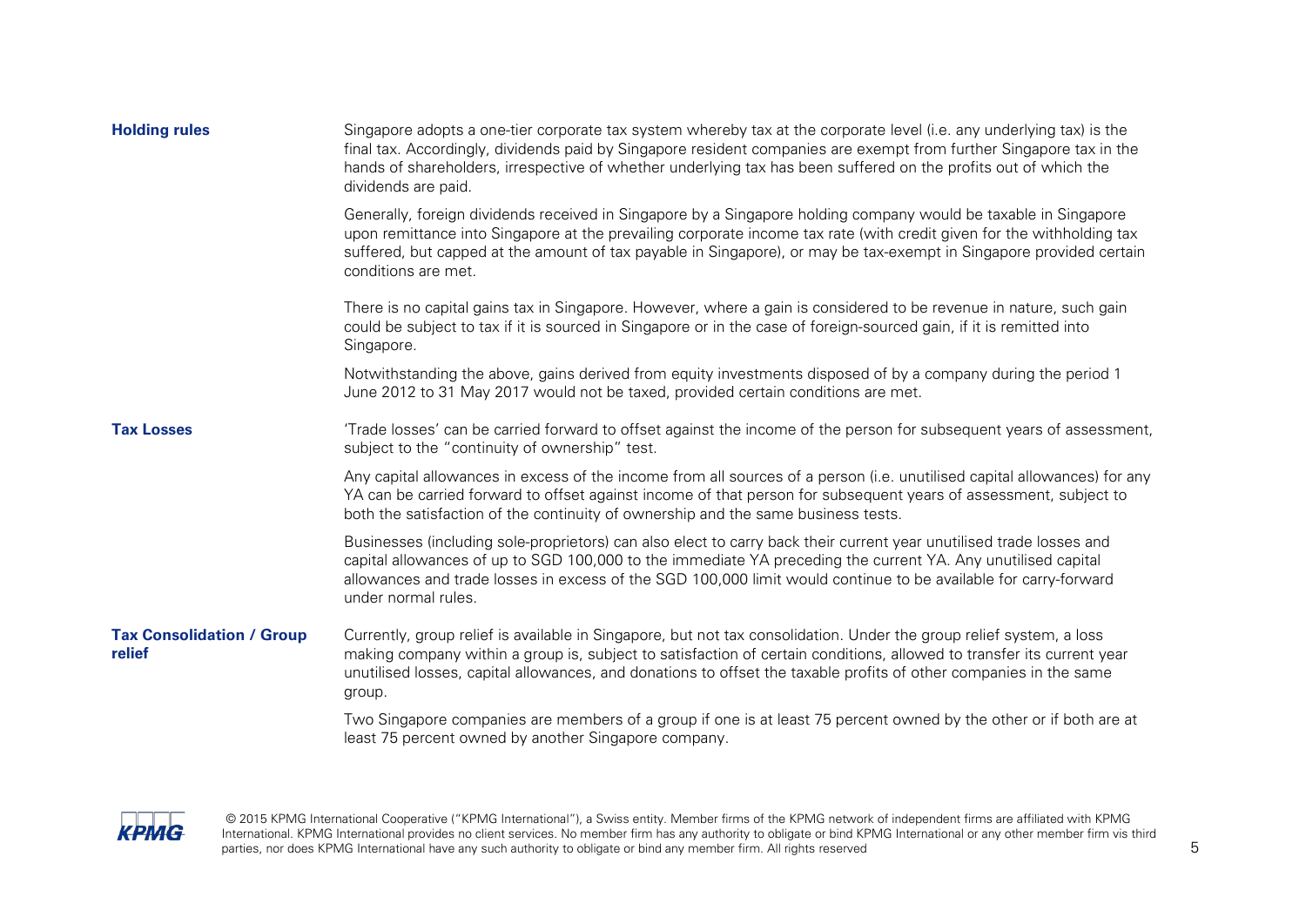**Holding rules**

Singapore adopts a one-tier corporate tax system whereby tax at the corporate level (i.e. any underlying tax) is the final tax. Accordingly, dividends paid by Singapore resident companies are exempt from further Singapore tax in the hands of shareholders, irrespective of whether underlying tax has been suffered on the profits out of which the dividends are paid.

Generally, foreign dividends received in Singapore by a Singapore holding company would be taxable in Singapore upon remittance into Singapore at the prevailing corporate income tax rate (with credit given for the withholding tax suffered, but capped at the amount of tax payable in Singapore), or may be tax-exempt in Singapore provided certain conditions are met.

There is no capital gains tax in Singapore. However, where a gain is considered to be revenue in nature, such gain could be subject to tax if it is sourced in Singapore or in the case of foreign-sourced gain, if it is remitted into Singapore.

Notwithstanding the above, gains derived from equity investments disposed of by a company during the period 1 June 2012 to 31 May 2017 would not be taxed, provided certain conditions are met.

**Tax Losses**

'Trade losses' can be carried forward to offset against the income of the person for subsequent years of assessment, subject to the "continuity of ownership" test.

Any capital allowances in excess of the income from all sources of a person (i.e. unutilised capital allowances) for any YA can be carried forward to offset against income of that person for subsequent years of assessment, subject to both the satisfaction of the continuity of ownership and the same business tests.

Businesses (including sole-proprietors) can also elect to carry back their current year unutilised trade losses and capital allowances of up to SGD 100,000 to the immediate YA preceding the current YA. Any unutilised capital allowances and trade losses in excess of the SGD 100,000 limit would continue to be available for carry-forward under normal rules.

**Tax Consolidation / Group relief**

Currently, group relief is available in Singapore, but not tax consolidation. Under the group relief system, a loss making company within a group is, subject to satisfaction of certain conditions, allowed to transfer its current year unutilised losses, capital allowances, and donations to offset the taxable profits of other companies in the same group.

Two Singapore companies are members of a group if one is at least 75 percent owned by the other or if both are at least 75 percent owned by another Singapore company.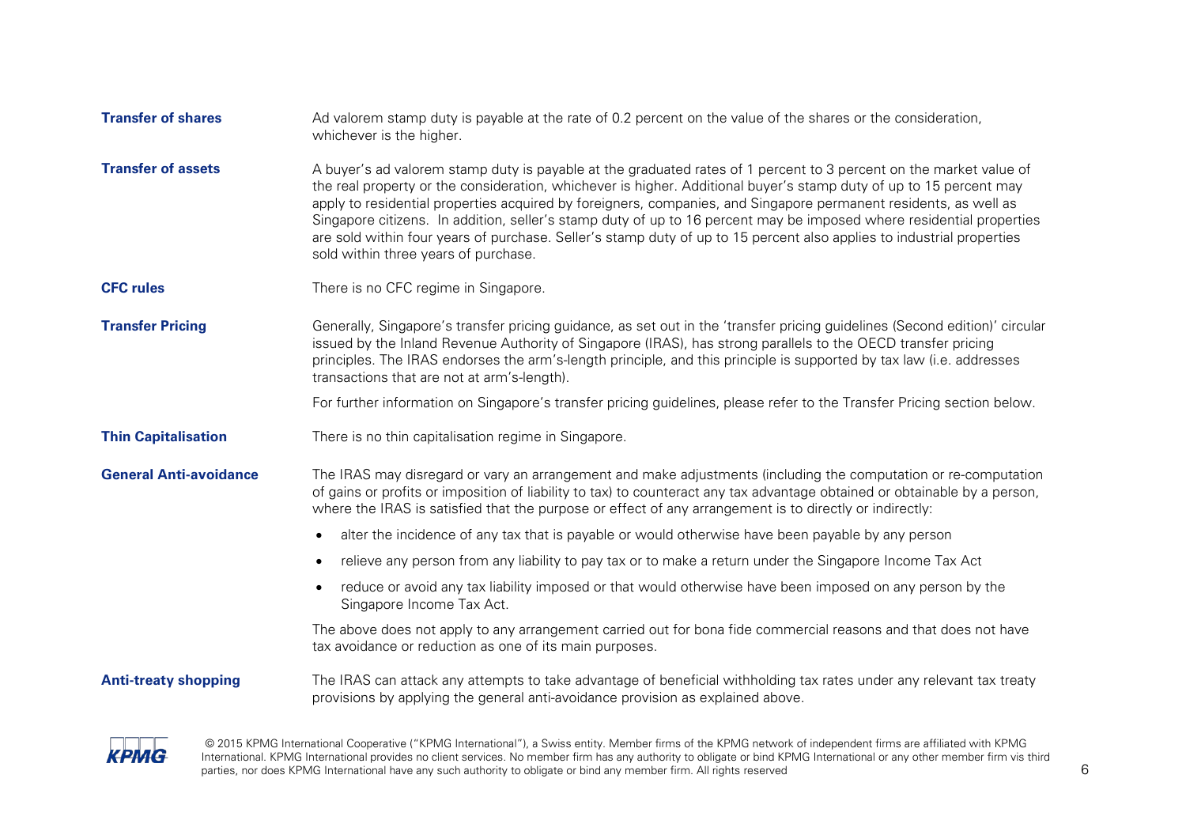**Transfer of shares**

Ad valorem stamp duty is payable at the rate of 0.2 percent on the value of the shares or the consideration, whichever is the higher.

**Transfer of assets**

A buyer's ad valorem stamp duty is payable at the graduated rates of 1 percent to 3 percent on the market value of the real property or the consideration, whichever is higher. Additional buyer's stamp duty of up to 15 percent may apply to residential properties acquired by foreigners, companies, and Singapore permanent residents, as well as Singapore citizens. In addition, seller's stamp duty of up to 16 percent may be imposed where residential properties are sold within four years of purchase. Seller's stamp duty of up to 15 percent also applies to industrial properties sold within three years of purchase.

**CFC rules**

There is no CFC regime in Singapore.

**Transfer Pricing**

Generally, Singapore's transfer pricing guidance, as set out in the 'transfer pricing guidelines (Second edition)' circular issued by the Inland Revenue Authority of Singapore (IRAS), has strong parallels to the OECD transfer pricing principles. The IRAS endorses the arm's-length principle, and this principle is supported by tax law (i.e. addresses transactions that are not at arm's-length).

For further information on Singapore's transfer pricing guidelines, please refer to the Transfer Pricing section below.

**Thin Capitalisation**

There is no thin capitalisation regime in Singapore.

**General Anti-avoidance**

The IRAS may disregard or vary an arrangement and make adjustments (including the computation or re-computation of gains or profits or imposition of liability to tax) to counteract any tax advantage obtained or obtainable by a person, where the IRAS is satisfied that the purpose or effect of any arrangement is to directly or indirectly:

- alter the incidence of any tax that is payable or would otherwise have been payable by any person
- relieve any person from any liability to pay tax or to make a return under the Singapore Income Tax Act
- reduce or avoid any tax liability imposed or that would otherwise have been imposed on any person by the Singapore Income Tax Act.

The above does not apply to any arrangement carried out for bona fide commercial reasons and that does not have tax avoidance or reduction as one of its main purposes.

**Anti-treaty shopping**

The IRAS can attack any attempts to take advantage of beneficial withholding tax rates under any relevant tax treaty provisions by applying the general anti-avoidance provision as explained above.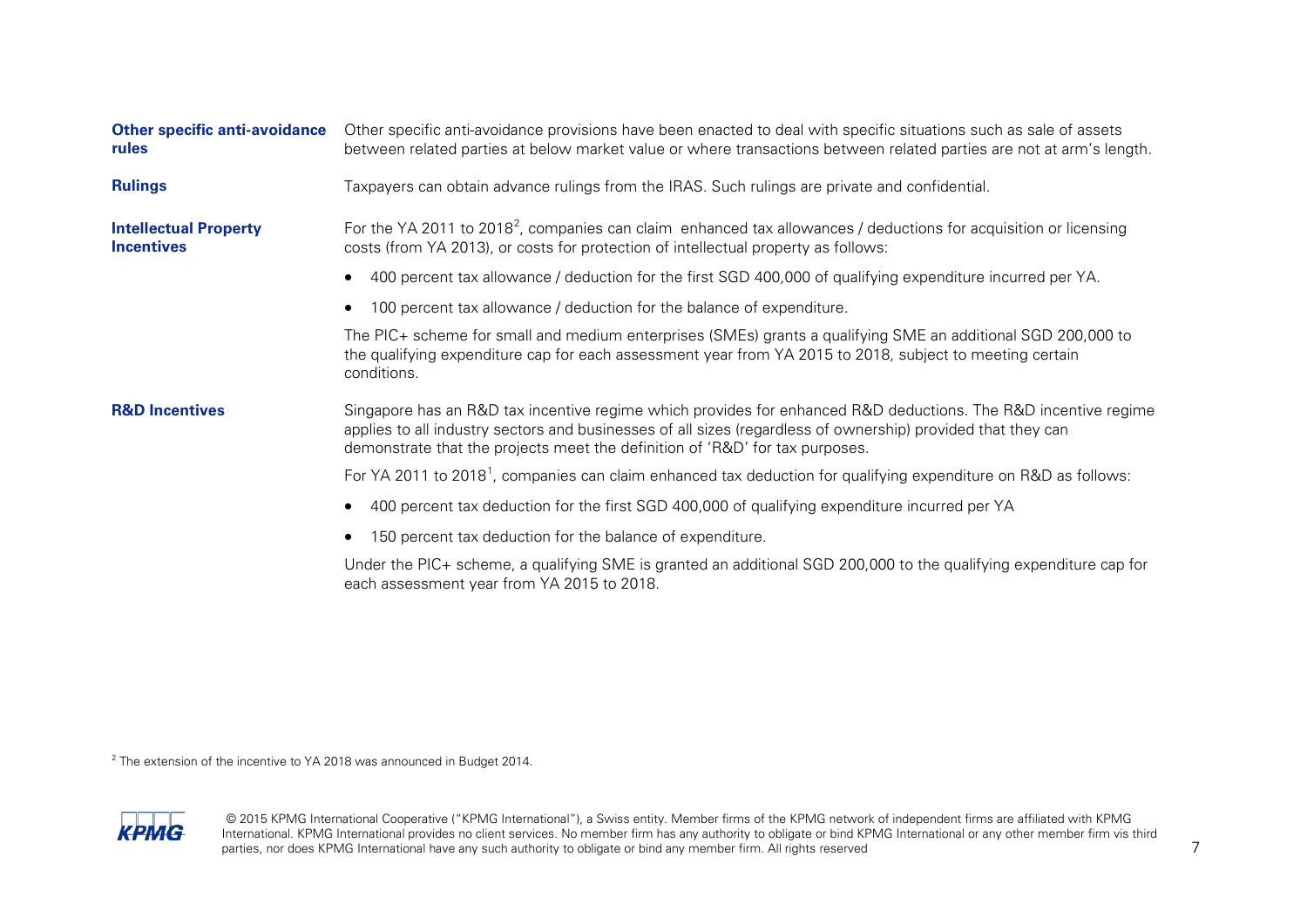**Other specific anti-avoidance rules**

Other specific anti-avoidance provisions have been enacted to deal with specific situations such as sale of assets between related parties at below market value or where transactions between related parties are not at arm's length.

**Rulings**

Taxpayers can obtain advance rulings from the IRAS. Such rulings are private and confidential.

**Intellectual Property Incentives**

For the YA 2011 to 2018[2], companies can claim enhanced tax allowances / deductions for acquisition or licensing costs (from YA 2013), or costs for protection of intellectual property as follows:

- 400 percent tax allowance / deduction for the first SGD 400,000 of qualifying expenditure incurred per YA.
- 100 percent tax allowance / deduction for the balance of expenditure.

The PIC+ scheme for small and medium enterprises (SMEs) grants a qualifying SME an additional SGD 200,000 to the qualifying expenditure cap for each assessment year from YA 2015 to 2018, subject to meeting certain conditions.

**R&D Incentives**

Singapore has an R&D tax incentive regime which provides for enhanced R&D deductions. The R&D incentive regime applies to all industry sectors and businesses of all sizes (regardless of ownership) provided that they can demonstrate that the projects meet the definition of 'R&D' for tax purposes.

For YA 2011 to 2018[1], companies can claim enhanced tax deduction for qualifying expenditure on R&D as follows:

- 400 percent tax deduction for the first SGD 400,000 of qualifying expenditure incurred per YA
- 150 percent tax deduction for the balance of expenditure.

Under the PIC+ scheme, a qualifying SME is granted an additional SGD 200,000 to the qualifying expenditure cap for each assessment year from YA 2015 to 2018.

[2] The extension of the incentive to YA 2018 was announced in Budget 2014.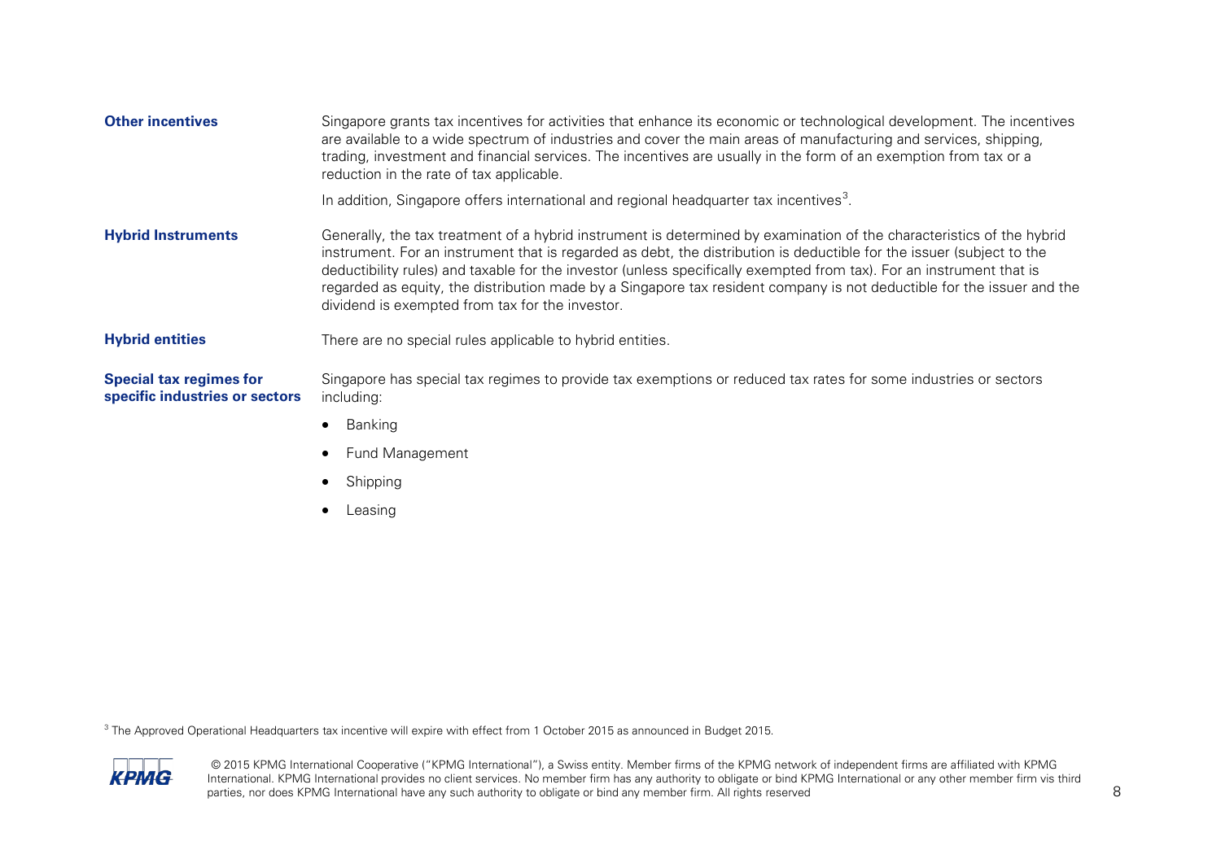**Other incentives**

Singapore grants tax incentives for activities that enhance its economic or technological development. The incentives are available to a wide spectrum of industries and cover the main areas of manufacturing and services, shipping, trading, investment and financial services. The incentives are usually in the form of an exemption from tax or a reduction in the rate of tax applicable.

In addition, Singapore offers international and regional headquarter tax incentives[3].

**Hybrid Instruments**

Generally, the tax treatment of a hybrid instrument is determined by examination of the characteristics of the hybrid instrument. For an instrument that is regarded as debt, the distribution is deductible for the issuer (subject to the deductibility rules) and taxable for the investor (unless specifically exempted from tax). For an instrument that is regarded as equity, the distribution made by a Singapore tax resident company is not deductible for the issuer and the dividend is exempted from tax for the investor.

**Hybrid entities**

There are no special rules applicable to hybrid entities.

**Special tax regimes for specific industries or sectors**

Singapore has special tax regimes to provide tax exemptions or reduced tax rates for some industries or sectors including:

- Banking
- Fund Management
- Shipping
- Leasing

[3] The Approved Operational Headquarters tax incentive will expire with effect from 1 October 2015 as announced in Budget 2015.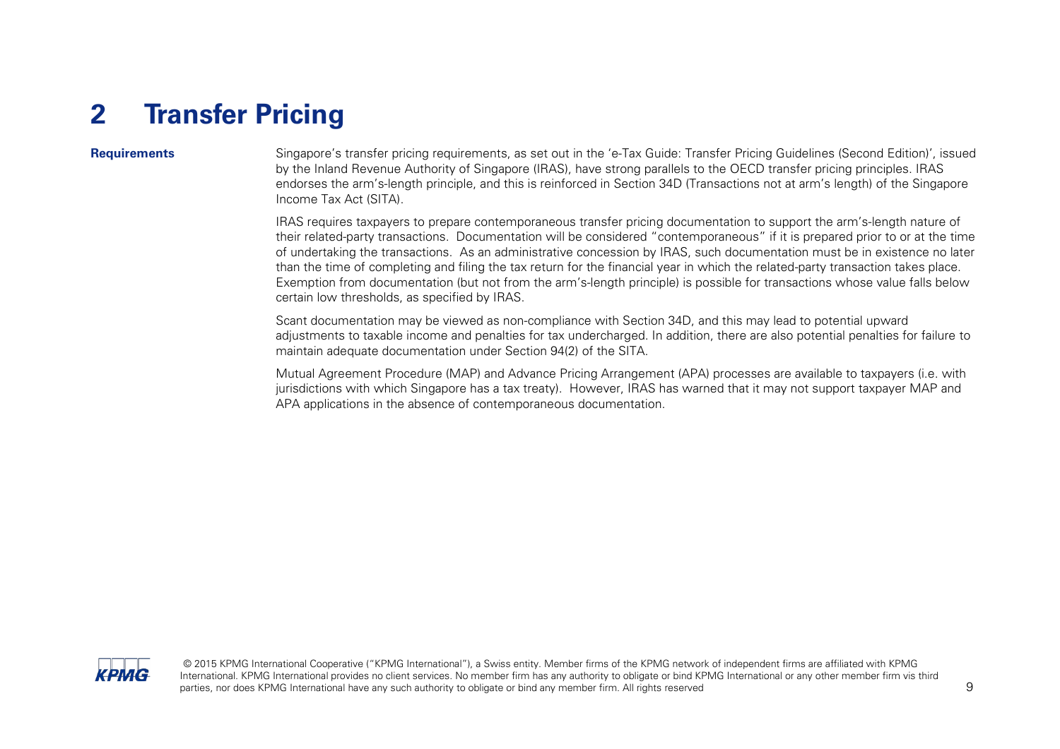# 2 Transfer Pricing

**Requirements**

Singapore's transfer pricing requirements, as set out in the 'e-Tax Guide: Transfer Pricing Guidelines (Second Edition)', issued by the Inland Revenue Authority of Singapore (IRAS), have strong parallels to the OECD transfer pricing principles. IRAS endorses the arm's-length principle, and this is reinforced in Section 34D (Transactions not at arm's length) of the Singapore Income Tax Act (SITA).

IRAS requires taxpayers to prepare contemporaneous transfer pricing documentation to support the arm's-length nature of their related-party transactions. Documentation will be considered "contemporaneous" if it is prepared prior to or at the time of undertaking the transactions. As an administrative concession by IRAS, such documentation must be in existence no later than the time of completing and filing the tax return for the financial year in which the related-party transaction takes place. Exemption from documentation (but not from the arm's-length principle) is possible for transactions whose value falls below certain low thresholds, as specified by IRAS.

Scant documentation may be viewed as non-compliance with Section 34D, and this may lead to potential upward adjustments to taxable income and penalties for tax undercharged. In addition, there are also potential penalties for failure to maintain adequate documentation under Section 94(2) of the SITA.

Mutual Agreement Procedure (MAP) and Advance Pricing Arrangement (APA) processes are available to taxpayers (i.e. with jurisdictions with which Singapore has a tax treaty). However, IRAS has warned that it may not support taxpayer MAP and APA applications in the absence of contemporaneous documentation.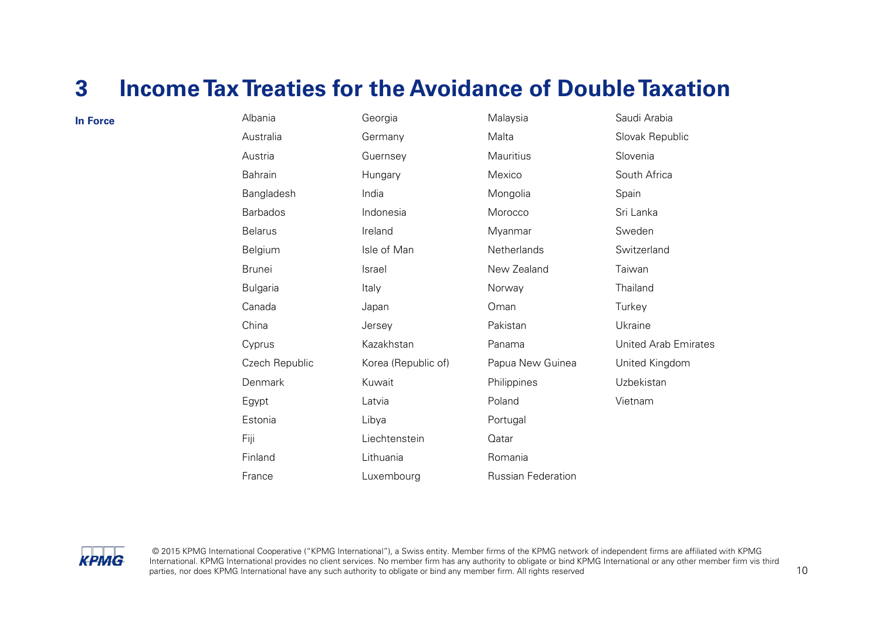# 3 Income Tax Treaties for the Avoidance of Double Taxation

**In Force**

- Albania
- Australia
- Austria
- Bahrain
- Bangladesh
- Barbados
- Belarus
- Belgium
- Brunei
- Bulgaria
- Canada
- China
- Cyprus
- Czech Republic
- Denmark
- Egypt
- Estonia
- Fiji
- Finland
- France
- Georgia
- Germany
- Guernsey
- Hungary
- India
- Indonesia
- Ireland
- Isle of Man
- Israel
- Italy
- Japan
- Jersey
- Kazakhstan
- Korea (Republic of)
- Kuwait
- Latvia
- Libya
- Liechtenstein
- Lithuania
- Luxembourg
- Malaysia
- Malta
- Mauritius
- Mexico
- Mongolia
- Morocco
- Myanmar
- Netherlands
- New Zealand
- Norway
- Oman
- Pakistan
- Panama
- Papua New Guinea
- Philippines
- Poland
- Portugal
- Qatar
- Romania
- Russian Federation
- Saudi Arabia
- Slovak Republic
- Slovenia
- South Africa
- Spain
- Sri Lanka
- Sweden
- Switzerland
- Taiwan
- Thailand
- Turkey
- Ukraine
- United Arab Emirates
- United Kingdom
- Uzbekistan
- Vietnam

© 2015 KPMG International Cooperative ("KPMG International"), a Swiss entity. Member firms of the KPMG network of independent firms are affiliated with KPMG International. KPMG International provides no client services. No member firm has any authority to obligate or bind KPMG International or any other member firm vis third parties, nor does KPMG International have any such authority to obligate or bind any member firm. All rights reserved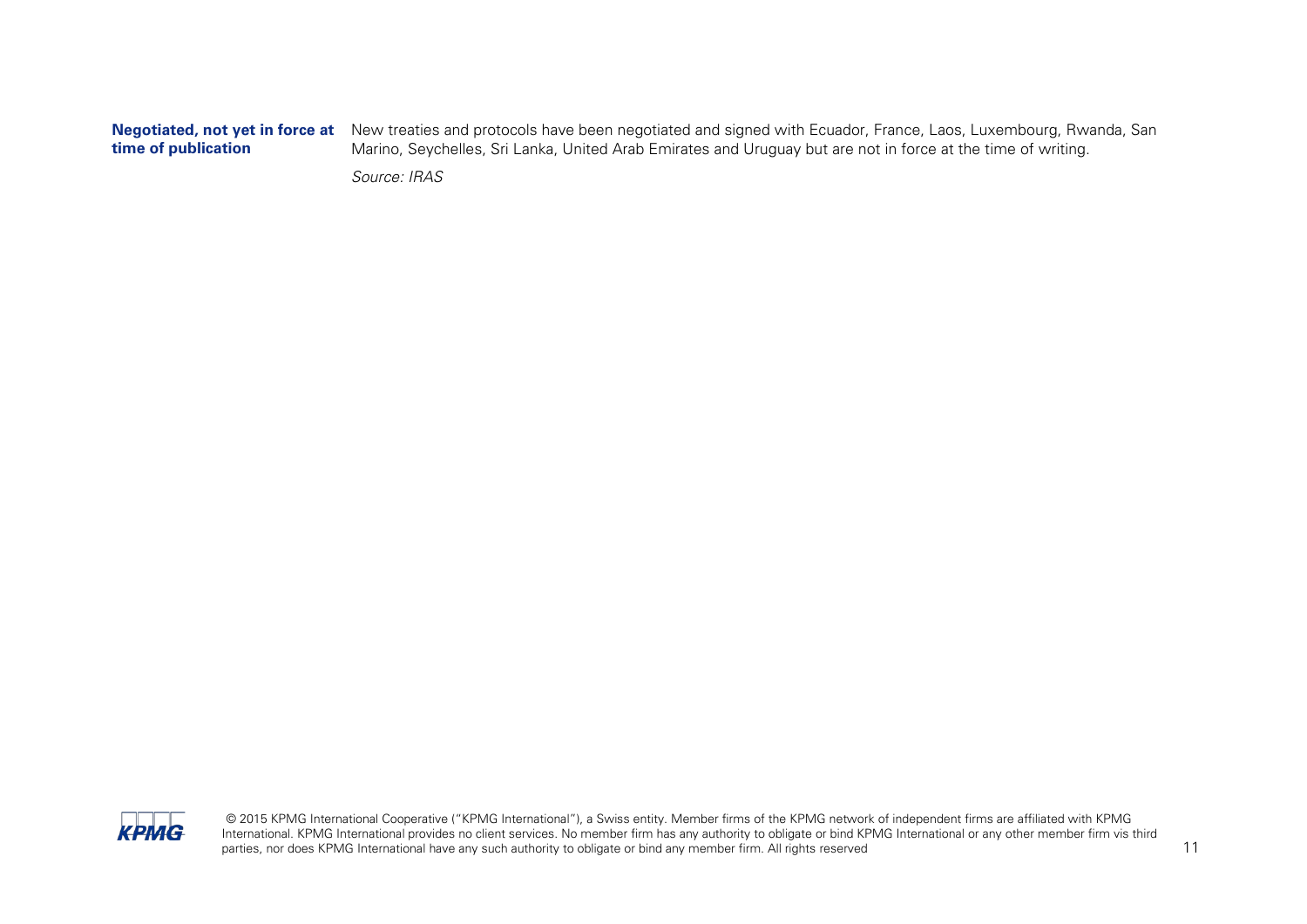| | |
|---|---|
| **Negotiated, not yet in force at time of publication** | New treaties and protocols have been negotiated and signed with Ecuador, France, Laos, Luxembourg, Rwanda, San Marino, Seychelles, Sri Lanka, United Arab Emirates and Uruguay but are not in force at the time of writing. |

*Source: IRAS*

© 2015 KPMG International Cooperative ("KPMG International"), a Swiss entity. Member firms of the KPMG network of independent firms are affiliated with KPMG International. KPMG International provides no client services. No member firm has any authority to obligate or bind KPMG International or any other member firm vis third parties, nor does KPMG International have any such authority to obligate or bind any member firm. All rights reserved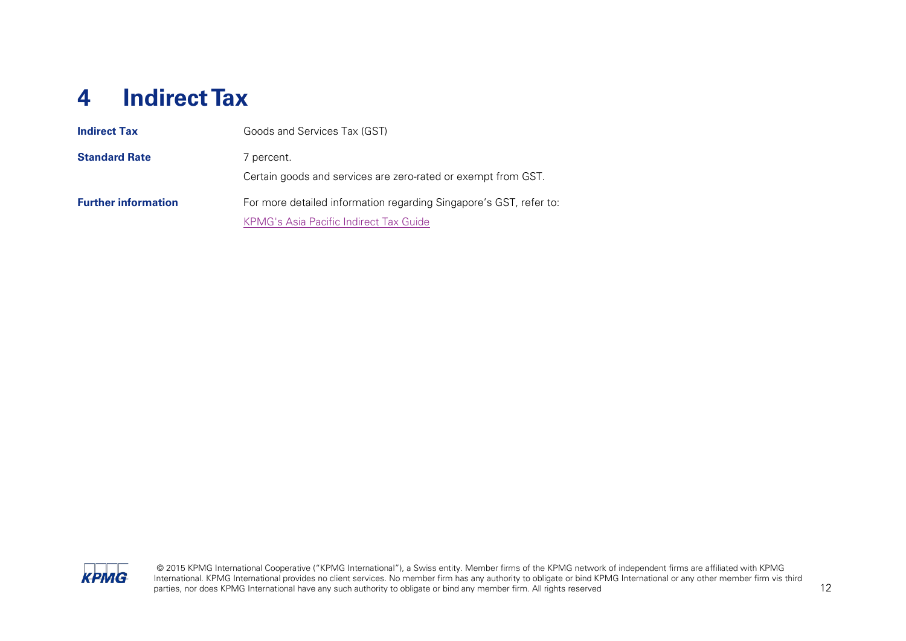# 4 Indirect Tax

| | |
|---|---|
| **Indirect Tax** | Goods and Services Tax (GST) |
| **Standard Rate** | 7 percent.<br>Certain goods and services are zero-rated or exempt from GST. |
| **Further information** | For more detailed information regarding Singapore's GST, refer to:<br>KPMG's Asia Pacific Indirect Tax Guide |

© 2015 KPMG International Cooperative ("KPMG International"), a Swiss entity. Member firms of the KPMG network of independent firms are affiliated with KPMG International. KPMG International provides no client services. No member firm has any authority to obligate or bind KPMG International or any other member firm vis third parties, nor does KPMG International have any such authority to obligate or bind any member firm. All rights reserved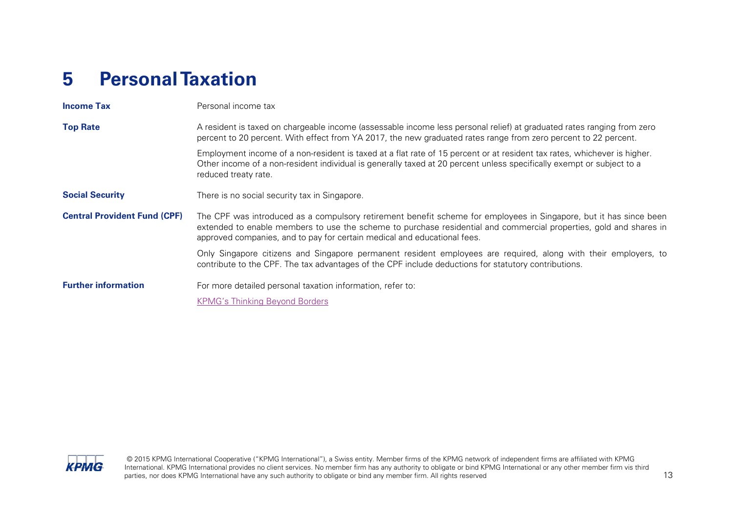# 5 Personal Taxation

| | |
|---|---|
| **Income Tax** | Personal income tax |
| **Top Rate** | A resident is taxed on chargeable income (assessable income less personal relief) at graduated rates ranging from zero percent to 20 percent. With effect from YA 2017, the new graduated rates range from zero percent to 22 percent.<br><br>Employment income of a non-resident is taxed at a flat rate of 15 percent or at resident tax rates, whichever is higher. Other income of a non-resident individual is generally taxed at 20 percent unless specifically exempt or subject to a reduced treaty rate. |
| **Social Security** | There is no social security tax in Singapore. |
| **Central Provident Fund (CPF)** | The CPF was introduced as a compulsory retirement benefit scheme for employees in Singapore, but it has since been extended to enable members to use the scheme to purchase residential and commercial properties, gold and shares in approved companies, and to pay for certain medical and educational fees.<br><br>Only Singapore citizens and Singapore permanent resident employees are required, along with their employers, to contribute to the CPF. The tax advantages of the CPF include deductions for statutory contributions. |
| **Further information** | For more detailed personal taxation information, refer to:<br><br>KPMG's Thinking Beyond Borders |

© 2015 KPMG International Cooperative ("KPMG International"), a Swiss entity. Member firms of the KPMG network of independent firms are affiliated with KPMG International. KPMG International provides no client services. No member firm has any authority to obligate or bind KPMG International or any other member firm vis third parties, nor does KPMG International have any such authority to obligate or bind any member firm. All rights reserved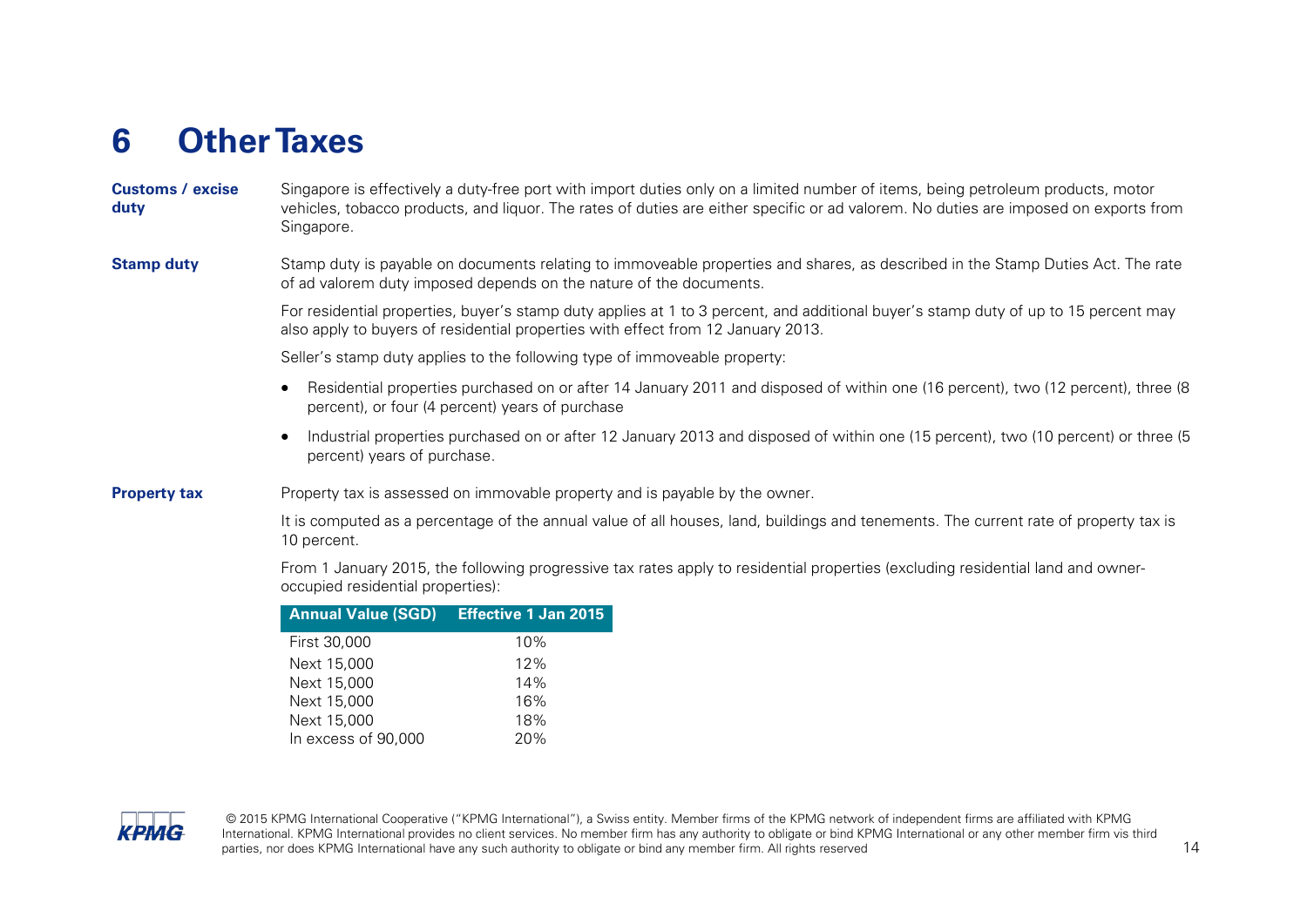# 6 Other Taxes

**Customs / excise duty**

Singapore is effectively a duty-free port with import duties only on a limited number of items, being petroleum products, motor vehicles, tobacco products, and liquor. The rates of duties are either specific or ad valorem. No duties are imposed on exports from Singapore.

**Stamp duty**

Stamp duty is payable on documents relating to immoveable properties and shares, as described in the Stamp Duties Act. The rate of ad valorem duty imposed depends on the nature of the documents.

For residential properties, buyer's stamp duty applies at 1 to 3 percent, and additional buyer's stamp duty of up to 15 percent may also apply to buyers of residential properties with effect from 12 January 2013.

Seller's stamp duty applies to the following type of immoveable property:

- Residential properties purchased on or after 14 January 2011 and disposed of within one (16 percent), two (12 percent), three (8 percent), or four (4 percent) years of purchase
- Industrial properties purchased on or after 12 January 2013 and disposed of within one (15 percent), two (10 percent) or three (5 percent) years of purchase.

**Property tax**

Property tax is assessed on immovable property and is payable by the owner.

It is computed as a percentage of the annual value of all houses, land, buildings and tenements. The current rate of property tax is 10 percent.

From 1 January 2015, the following progressive tax rates apply to residential properties (excluding residential land and owner-occupied residential properties):

| Annual Value (SGD) | Effective 1 Jan 2015 |
|---|---|
| First 30,000 | 10% |
| Next 15,000 | 12% |
| Next 15,000 | 14% |
| Next 15,000 | 16% |
| Next 15,000 | 18% |
| In excess of 90,000 | 20% |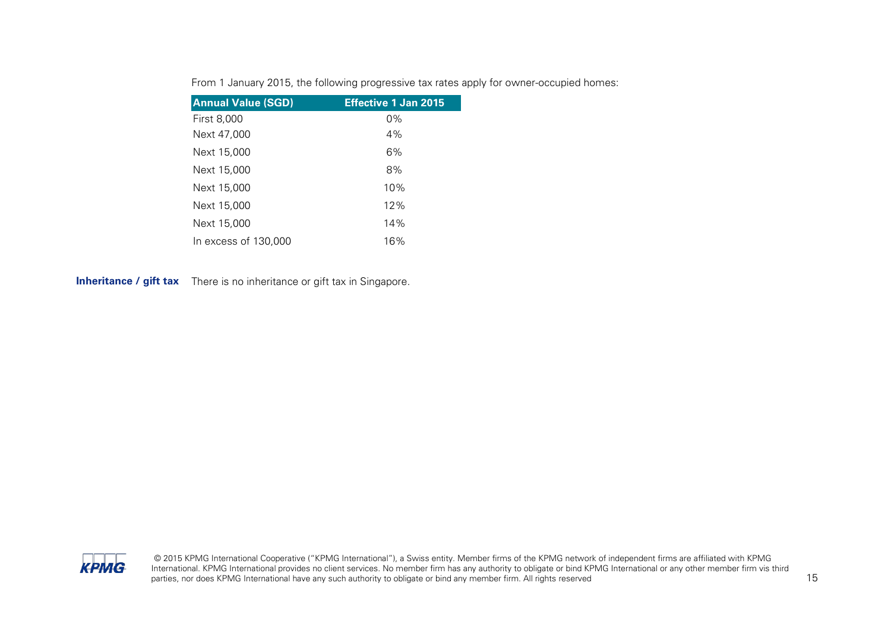From 1 January 2015, the following progressive tax rates apply for owner-occupied homes:

| Annual Value (SGD) | Effective 1 Jan 2015 |
|---|---|
| First 8,000 | 0% |
| Next 47,000 | 4% |
| Next 15,000 | 6% |
| Next 15,000 | 8% |
| Next 15,000 | 10% |
| Next 15,000 | 12% |
| Next 15,000 | 14% |
| In excess of 130,000 | 16% |

**Inheritance / gift tax** There is no inheritance or gift tax in Singapore.

© 2015 KPMG International Cooperative ("KPMG International"), a Swiss entity. Member firms of the KPMG network of independent firms are affiliated with KPMG International. KPMG International provides no client services. No member firm has any authority to obligate or bind KPMG International or any other member firm vis third parties, nor does KPMG International have any such authority to obligate or bind any member firm. All rights reserved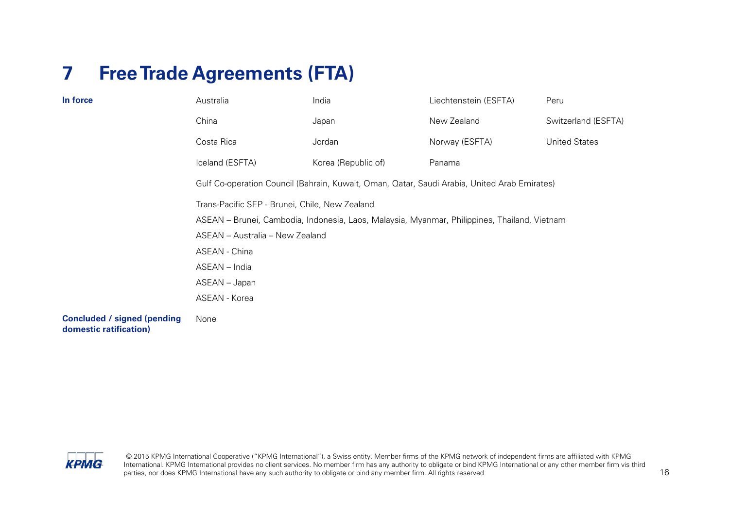# 7 Free Trade Agreements (FTA)

| | | | | |
|---|---|---|---|---|
| **In force** | Australia | India | Liechtenstein (ESFTA) | Peru |
| | China | Japan | New Zealand | Switzerland (ESFTA) |
| | Costa Rica | Jordan | Norway (ESFTA) | United States |
| | Iceland (ESFTA) | Korea (Republic of) | Panama | |
| | Gulf Co-operation Council (Bahrain, Kuwait, Oman, Qatar, Saudi Arabia, United Arab Emirates) | | | |
| | Trans-Pacific SEP - Brunei, Chile, New Zealand | | | |
| | ASEAN – Brunei, Cambodia, Indonesia, Laos, Malaysia, Myanmar, Philippines, Thailand, Vietnam | | | |
| | ASEAN – Australia – New Zealand | | | |
| | ASEAN - China | | | |
| | ASEAN – India | | | |
| | ASEAN – Japan | | | |
| | ASEAN - Korea | | | |
| **Concluded / signed (pending domestic ratification)** | None | | | |

© 2015 KPMG International Cooperative ("KPMG International"), a Swiss entity. Member firms of the KPMG network of independent firms are affiliated with KPMG International. KPMG International provides no client services. No member firm has any authority to obligate or bind KPMG International or any other member firm vis third parties, nor does KPMG International have any such authority to obligate or bind any member firm. All rights reserved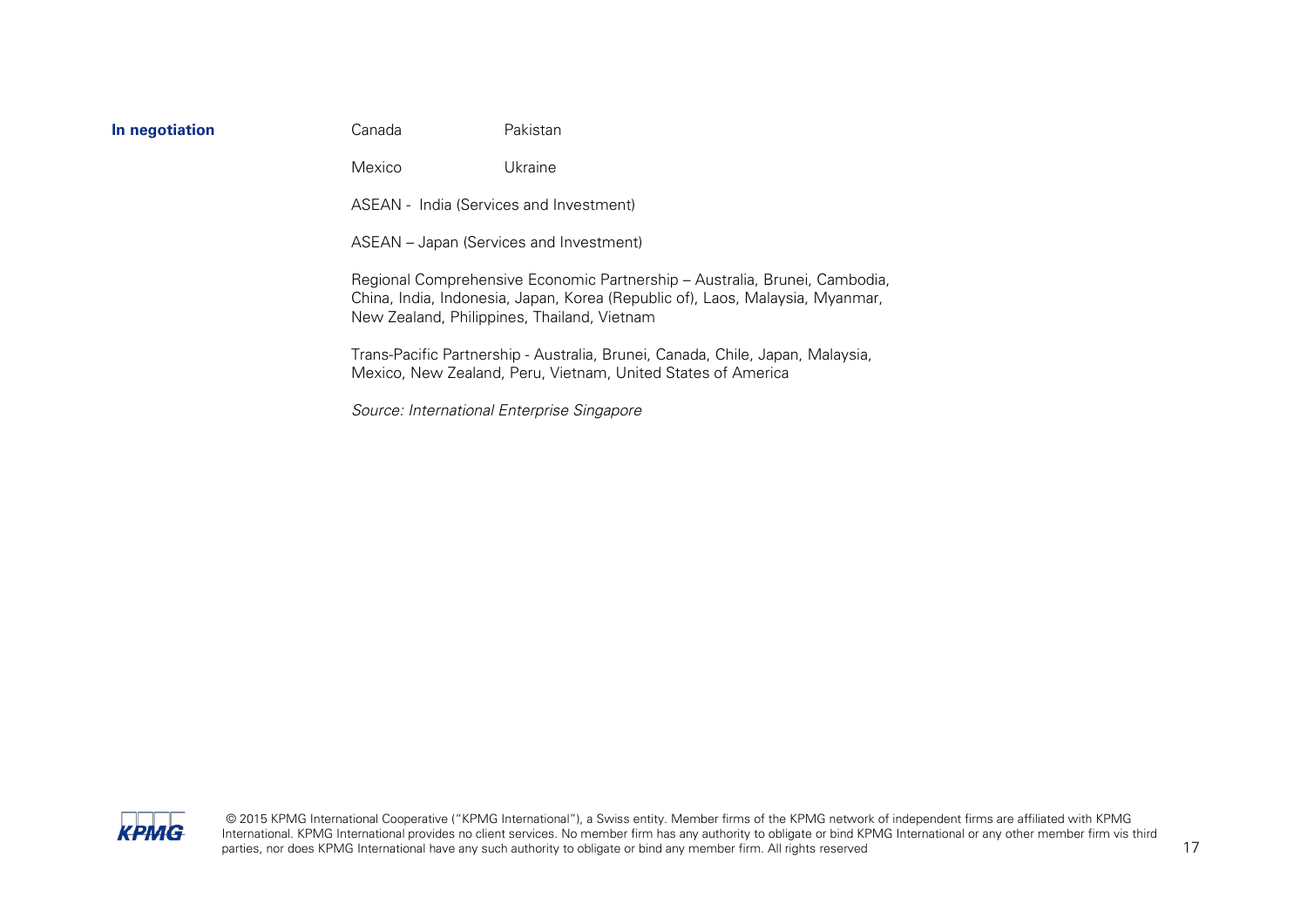| | | |
|---|---|---|
| **In negotiation** | Canada | Pakistan |
| | Mexico | Ukraine |
| | ASEAN - India (Services and Investment) | |
| | ASEAN – Japan (Services and Investment) | |
| | Regional Comprehensive Economic Partnership – Australia, Brunei, Cambodia, China, India, Indonesia, Japan, Korea (Republic of), Laos, Malaysia, Myanmar, New Zealand, Philippines, Thailand, Vietnam | |
| | Trans-Pacific Partnership - Australia, Brunei, Canada, Chile, Japan, Malaysia, Mexico, New Zealand, Peru, Vietnam, United States of America | |

*Source: International Enterprise Singapore*

© 2015 KPMG International Cooperative ("KPMG International"), a Swiss entity. Member firms of the KPMG network of independent firms are affiliated with KPMG International. KPMG International provides no client services. No member firm has any authority to obligate or bind KPMG International or any other member firm vis third parties, nor does KPMG International have any such authority to obligate or bind any member firm. All rights reserved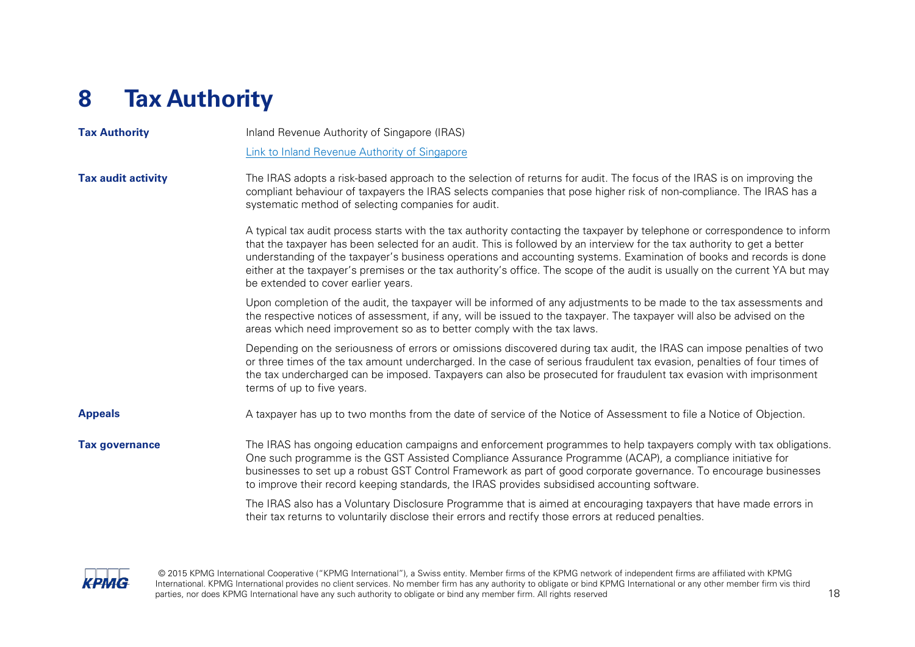# 8 Tax Authority

**Tax Authority**

Inland Revenue Authority of Singapore (IRAS)

Link to Inland Revenue Authority of Singapore

**Tax audit activity**

The IRAS adopts a risk-based approach to the selection of returns for audit. The focus of the IRAS is on improving the compliant behaviour of taxpayers the IRAS selects companies that pose higher risk of non-compliance. The IRAS has a systematic method of selecting companies for audit.

A typical tax audit process starts with the tax authority contacting the taxpayer by telephone or correspondence to inform that the taxpayer has been selected for an audit. This is followed by an interview for the tax authority to get a better understanding of the taxpayer's business operations and accounting systems. Examination of books and records is done either at the taxpayer's premises or the tax authority's office. The scope of the audit is usually on the current YA but may be extended to cover earlier years.

Upon completion of the audit, the taxpayer will be informed of any adjustments to be made to the tax assessments and the respective notices of assessment, if any, will be issued to the taxpayer. The taxpayer will also be advised on the areas which need improvement so as to better comply with the tax laws.

Depending on the seriousness of errors or omissions discovered during tax audit, the IRAS can impose penalties of two or three times of the tax amount undercharged. In the case of serious fraudulent tax evasion, penalties of four times of the tax undercharged can be imposed. Taxpayers can also be prosecuted for fraudulent tax evasion with imprisonment terms of up to five years.

**Appeals**

A taxpayer has up to two months from the date of service of the Notice of Assessment to file a Notice of Objection.

**Tax governance**

The IRAS has ongoing education campaigns and enforcement programmes to help taxpayers comply with tax obligations. One such programme is the GST Assisted Compliance Assurance Programme (ACAP), a compliance initiative for businesses to set up a robust GST Control Framework as part of good corporate governance. To encourage businesses to improve their record keeping standards, the IRAS provides subsidised accounting software.

The IRAS also has a Voluntary Disclosure Programme that is aimed at encouraging taxpayers that have made errors in their tax returns to voluntarily disclose their errors and rectify those errors at reduced penalties.

© 2015 KPMG International Cooperative ("KPMG International"), a Swiss entity. Member firms of the KPMG network of independent firms are affiliated with KPMG International. KPMG International provides no client services. No member firm has any authority to obligate or bind KPMG International or any other member firm vis third parties, nor does KPMG International have any such authority to obligate or bind any member firm. All rights reserved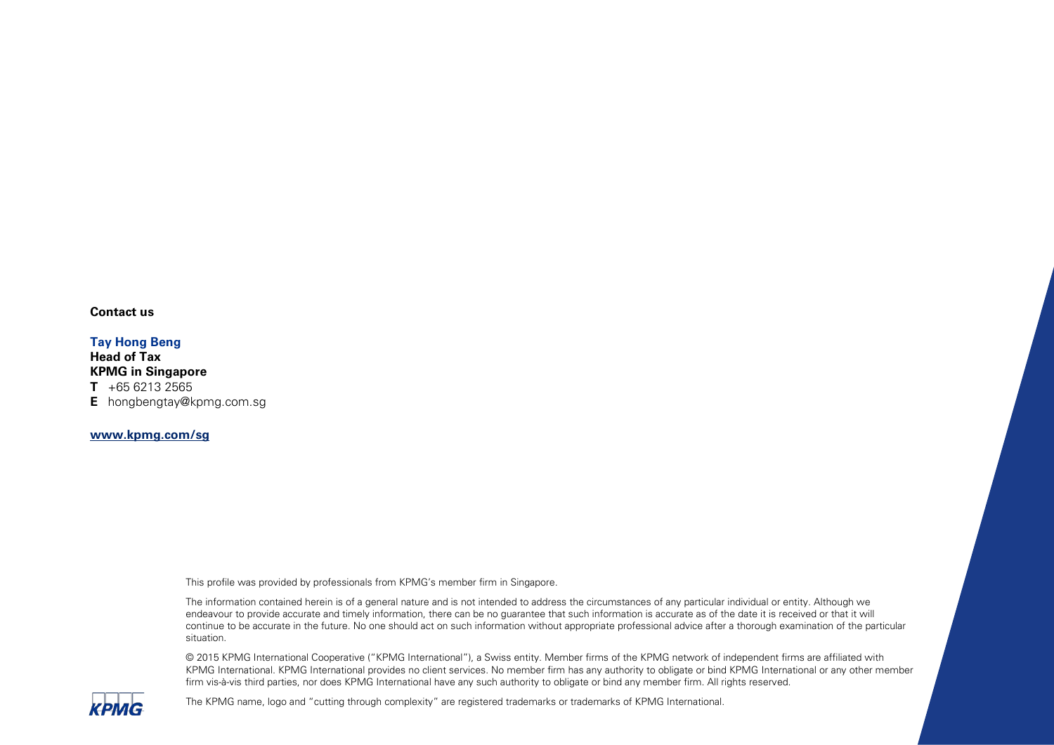**Contact us**

**Tay Hong Beng**
**Head of Tax**
**KPMG in Singapore**
**T** +65 6213 2565
**E** hongbengtay@kpmg.com.sg

**www.kpmg.com/sg**

This profile was provided by professionals from KPMG's member firm in Singapore.

The information contained herein is of a general nature and is not intended to address the circumstances of any particular individual or entity. Although we endeavour to provide accurate and timely information, there can be no guarantee that such information is accurate as of the date it is received or that it will continue to be accurate in the future. No one should act on such information without appropriate professional advice after a thorough examination of the particular situation.

© 2015 KPMG International Cooperative ("KPMG International"), a Swiss entity. Member firms of the KPMG network of independent firms are affiliated with KPMG International. KPMG International provides no client services. No member firm has any authority to obligate or bind KPMG International or any other member firm vis-à-vis third parties, nor does KPMG International have any such authority to obligate or bind any member firm. All rights reserved.

The KPMG name, logo and "cutting through complexity" are registered trademarks or trademarks of KPMG International.